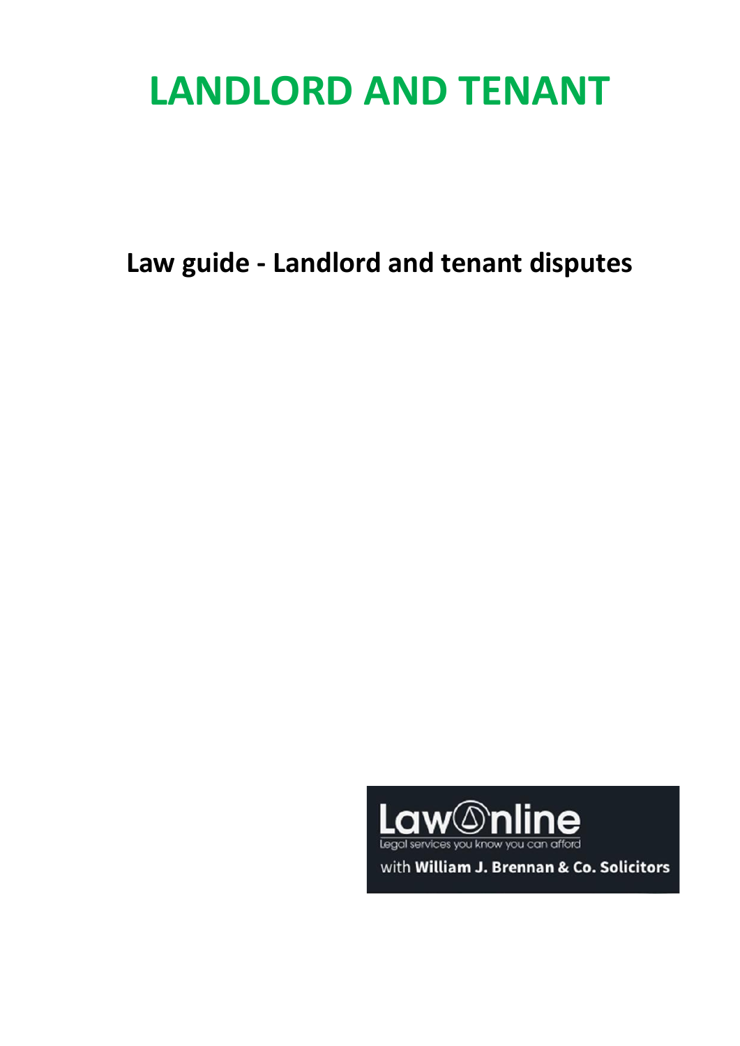# LANDLORD AND TENANT

## Law guide - Landlord and tenant disputes

Law Online
Legal services you know you can afford
with **William J. Brennan & Co. Solicitors**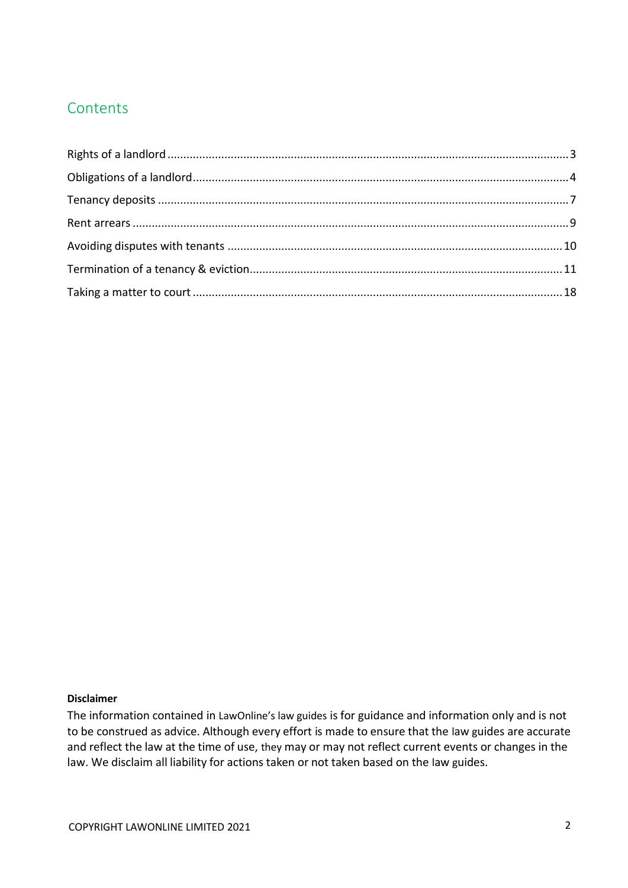## Contents

- Rights of a landlord ... 3
- Obligations of a landlord ... 4
- Tenancy deposits ... 7
- Rent arrears ... 9
- Avoiding disputes with tenants ... 10
- Termination of a tenancy & eviction ... 11
- Taking a matter to court ... 18

**Disclaimer**

The information contained in LawOnline's law guides is for guidance and information only and is not to be construed as advice. Although every effort is made to ensure that the law guides are accurate and reflect the law at the time of use, they may or may not reflect current events or changes in the law. We disclaim all liability for actions taken or not taken based on the law guides.

COPYRIGHT LAWONLINE LIMITED 2021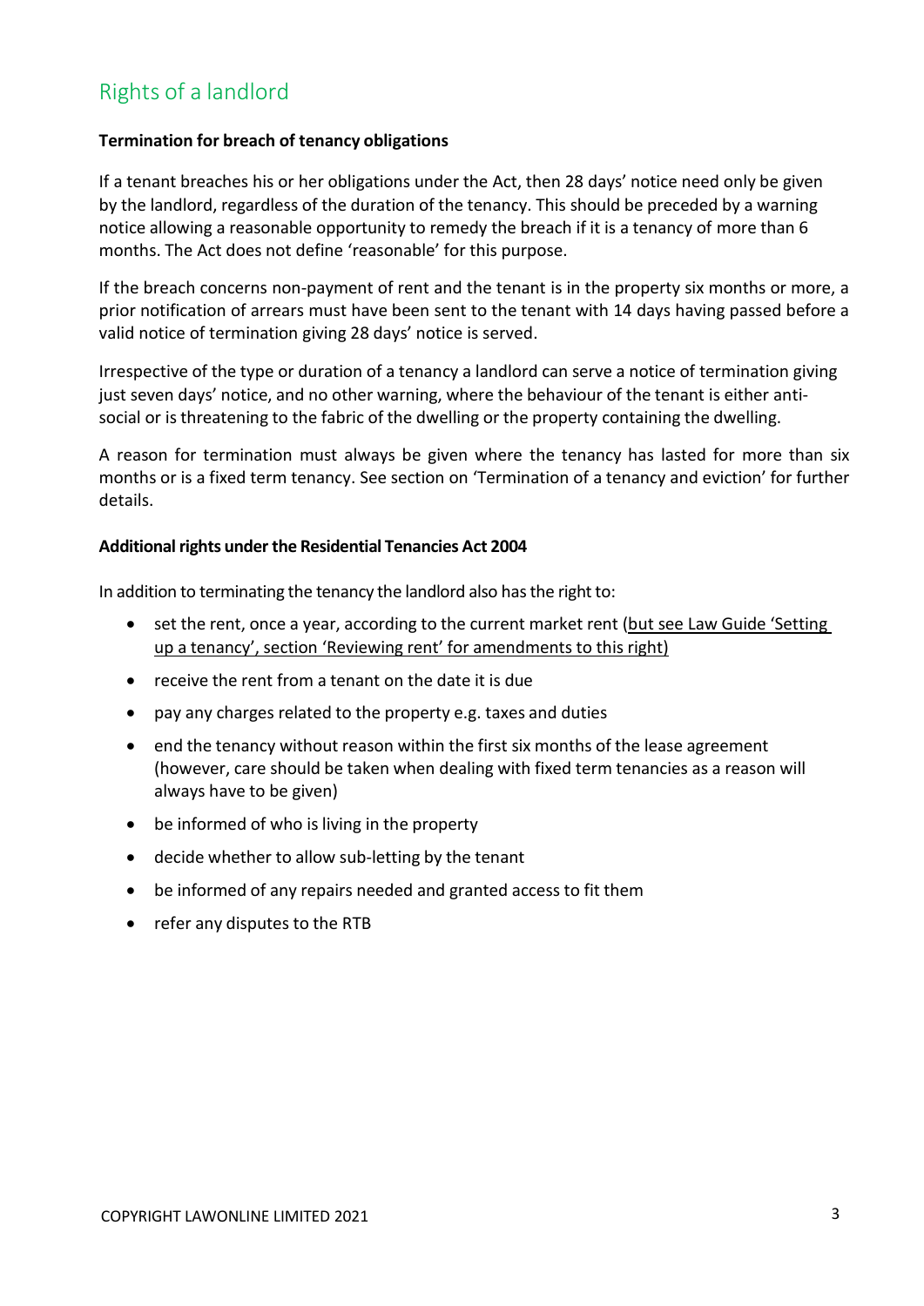## Rights of a landlord

**Termination for breach of tenancy obligations**

If a tenant breaches his or her obligations under the Act, then 28 days' notice need only be given by the landlord, regardless of the duration of the tenancy. This should be preceded by a warning notice allowing a reasonable opportunity to remedy the breach if it is a tenancy of more than 6 months. The Act does not define 'reasonable' for this purpose.

If the breach concerns non-payment of rent and the tenant is in the property six months or more, a prior notification of arrears must have been sent to the tenant with 14 days having passed before a valid notice of termination giving 28 days' notice is served.

Irrespective of the type or duration of a tenancy a landlord can serve a notice of termination giving just seven days' notice, and no other warning, where the behaviour of the tenant is either anti-social or is threatening to the fabric of the dwelling or the property containing the dwelling.

A reason for termination must always be given where the tenancy has lasted for more than six months or is a fixed term tenancy. See section on 'Termination of a tenancy and eviction' for further details.

**Additional rights under the Residential Tenancies Act 2004**

In addition to terminating the tenancy the landlord also has the right to:

- set the rent, once a year, according to the current market rent (but see Law Guide 'Setting up a tenancy', section 'Reviewing rent' for amendments to this right)
- receive the rent from a tenant on the date it is due
- pay any charges related to the property e.g. taxes and duties
- end the tenancy without reason within the first six months of the lease agreement (however, care should be taken when dealing with fixed term tenancies as a reason will always have to be given)
- be informed of who is living in the property
- decide whether to allow sub-letting by the tenant
- be informed of any repairs needed and granted access to fit them
- refer any disputes to the RTB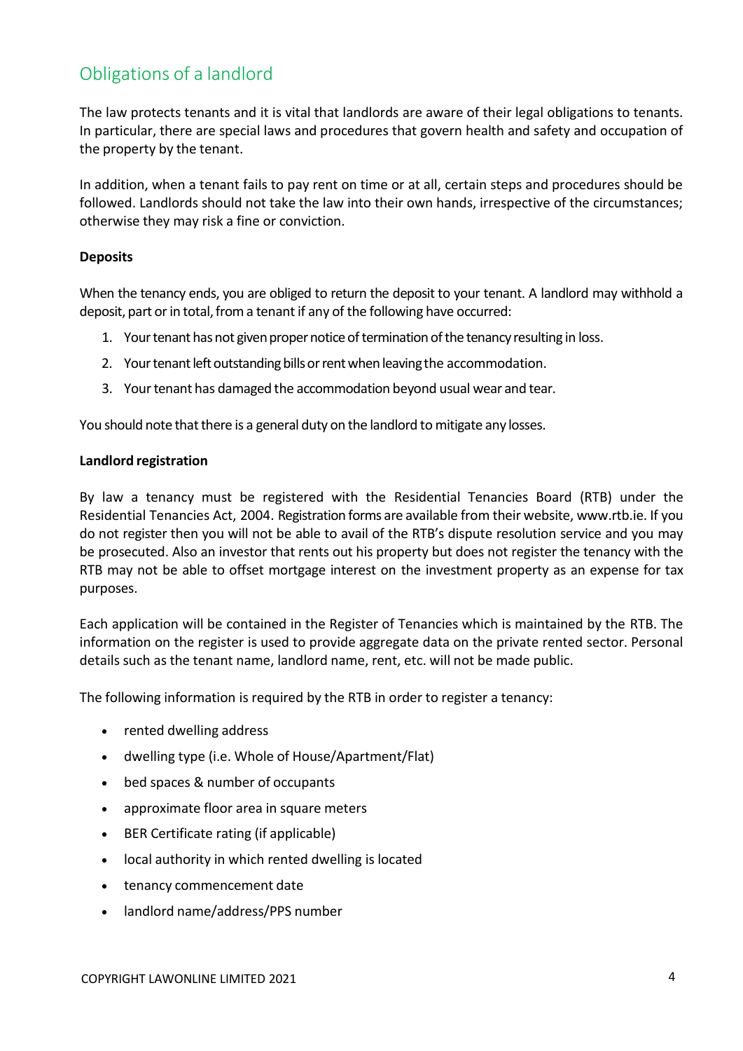## Obligations of a landlord

The law protects tenants and it is vital that landlords are aware of their legal obligations to tenants. In particular, there are special laws and procedures that govern health and safety and occupation of the property by the tenant.

In addition, when a tenant fails to pay rent on time or at all, certain steps and procedures should be followed. Landlords should not take the law into their own hands, irrespective of the circumstances; otherwise they may risk a fine or conviction.

**Deposits**

When the tenancy ends, you are obliged to return the deposit to your tenant. A landlord may withhold a deposit, part or in total, from a tenant if any of the following have occurred:

1. Your tenant has not given proper notice of termination of the tenancy resulting in loss.
2. Your tenant left outstanding bills or rent when leaving the accommodation.
3. Your tenant has damaged the accommodation beyond usual wear and tear.

You should note that there is a general duty on the landlord to mitigate any losses.

**Landlord registration**

By law a tenancy must be registered with the Residential Tenancies Board (RTB) under the Residential Tenancies Act, 2004. Registration forms are available from their website, www.rtb.ie. If you do not register then you will not be able to avail of the RTB's dispute resolution service and you may be prosecuted. Also an investor that rents out his property but does not register the tenancy with the RTB may not be able to offset mortgage interest on the investment property as an expense for tax purposes.

Each application will be contained in the Register of Tenancies which is maintained by the RTB. The information on the register is used to provide aggregate data on the private rented sector. Personal details such as the tenant name, landlord name, rent, etc. will not be made public.

The following information is required by the RTB in order to register a tenancy:

- rented dwelling address
- dwelling type (i.e. Whole of House/Apartment/Flat)
- bed spaces & number of occupants
- approximate floor area in square meters
- BER Certificate rating (if applicable)
- local authority in which rented dwelling is located
- tenancy commencement date
- landlord name/address/PPS number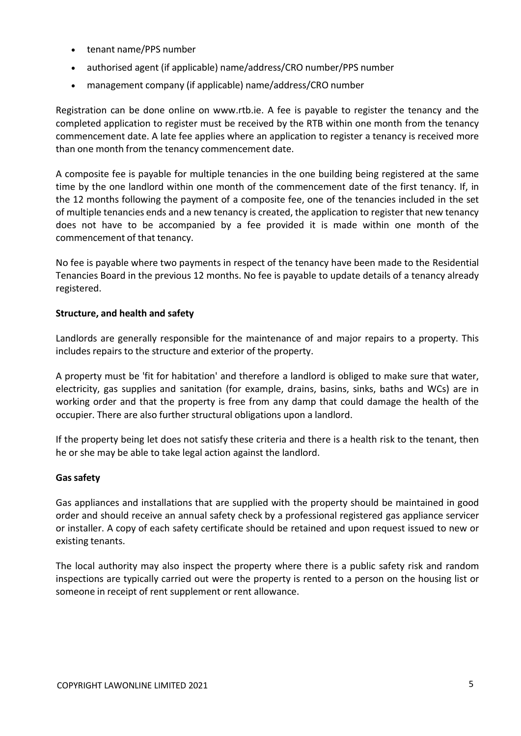- tenant name/PPS number
- authorised agent (if applicable) name/address/CRO number/PPS number
- management company (if applicable) name/address/CRO number

Registration can be done online on www.rtb.ie. A fee is payable to register the tenancy and the completed application to register must be received by the RTB within one month from the tenancy commencement date. A late fee applies where an application to register a tenancy is received more than one month from the tenancy commencement date.

A composite fee is payable for multiple tenancies in the one building being registered at the same time by the one landlord within one month of the commencement date of the first tenancy. If, in the 12 months following the payment of a composite fee, one of the tenancies included in the set of multiple tenancies ends and a new tenancy is created, the application to register that new tenancy does not have to be accompanied by a fee provided it is made within one month of the commencement of that tenancy.

No fee is payable where two payments in respect of the tenancy have been made to the Residential Tenancies Board in the previous 12 months. No fee is payable to update details of a tenancy already registered.

**Structure, and health and safety**

Landlords are generally responsible for the maintenance of and major repairs to a property. This includes repairs to the structure and exterior of the property.

A property must be 'fit for habitation' and therefore a landlord is obliged to make sure that water, electricity, gas supplies and sanitation (for example, drains, basins, sinks, baths and WCs) are in working order and that the property is free from any damp that could damage the health of the occupier. There are also further structural obligations upon a landlord.

If the property being let does not satisfy these criteria and there is a health risk to the tenant, then he or she may be able to take legal action against the landlord.

**Gas safety**

Gas appliances and installations that are supplied with the property should be maintained in good order and should receive an annual safety check by a professional registered gas appliance servicer or installer. A copy of each safety certificate should be retained and upon request issued to new or existing tenants.

The local authority may also inspect the property where there is a public safety risk and random inspections are typically carried out were the property is rented to a person on the housing list or someone in receipt of rent supplement or rent allowance.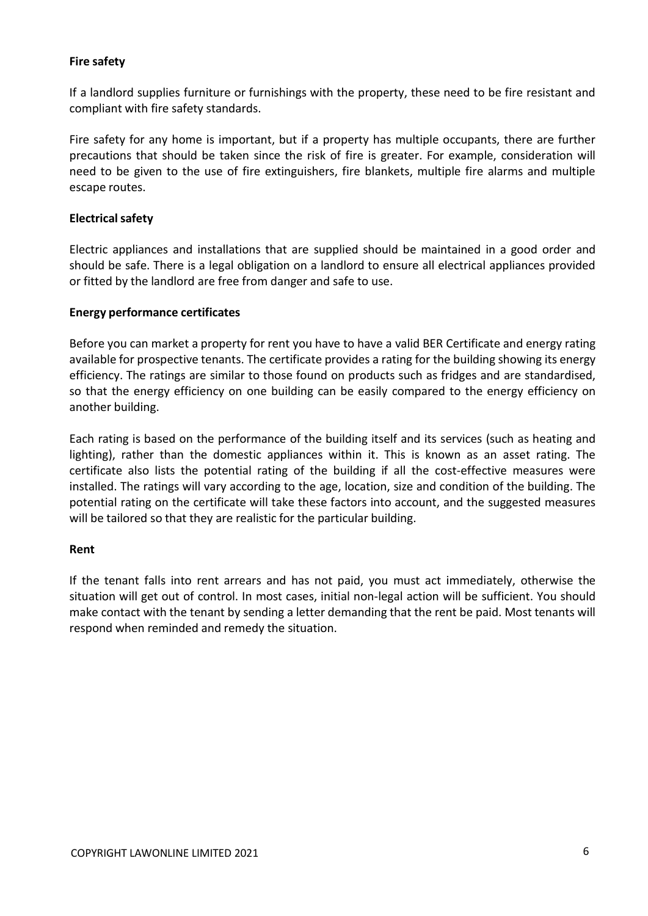**Fire safety**

If a landlord supplies furniture or furnishings with the property, these need to be fire resistant and compliant with fire safety standards.

Fire safety for any home is important, but if a property has multiple occupants, there are further precautions that should be taken since the risk of fire is greater. For example, consideration will need to be given to the use of fire extinguishers, fire blankets, multiple fire alarms and multiple escape routes.

**Electrical safety**

Electric appliances and installations that are supplied should be maintained in a good order and should be safe. There is a legal obligation on a landlord to ensure all electrical appliances provided or fitted by the landlord are free from danger and safe to use.

**Energy performance certificates**

Before you can market a property for rent you have to have a valid BER Certificate and energy rating available for prospective tenants. The certificate provides a rating for the building showing its energy efficiency. The ratings are similar to those found on products such as fridges and are standardised, so that the energy efficiency on one building can be easily compared to the energy efficiency on another building.

Each rating is based on the performance of the building itself and its services (such as heating and lighting), rather than the domestic appliances within it. This is known as an asset rating. The certificate also lists the potential rating of the building if all the cost-effective measures were installed. The ratings will vary according to the age, location, size and condition of the building. The potential rating on the certificate will take these factors into account, and the suggested measures will be tailored so that they are realistic for the particular building.

**Rent**

If the tenant falls into rent arrears and has not paid, you must act immediately, otherwise the situation will get out of control. In most cases, initial non-legal action will be sufficient. You should make contact with the tenant by sending a letter demanding that the rent be paid. Most tenants will respond when reminded and remedy the situation.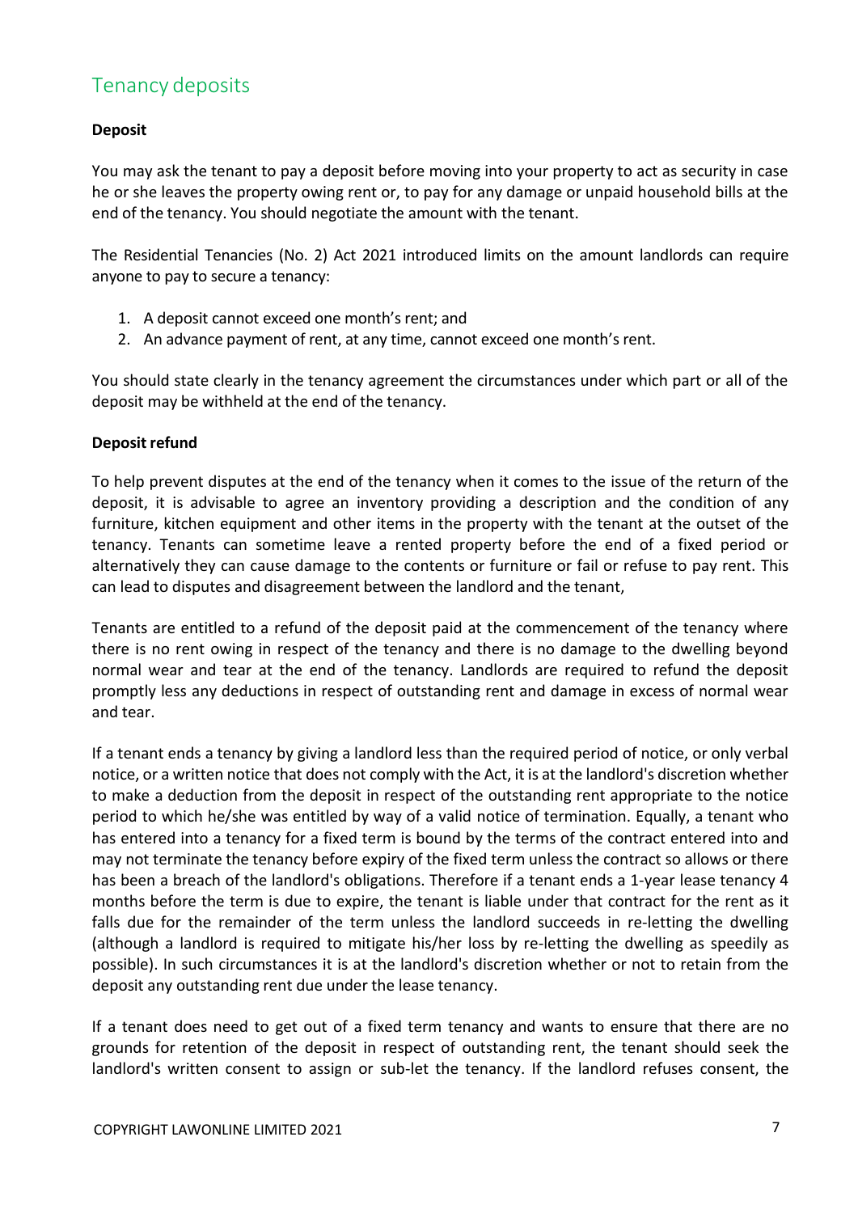## Tenancy deposits

### Deposit

You may ask the tenant to pay a deposit before moving into your property to act as security in case he or she leaves the property owing rent or, to pay for any damage or unpaid household bills at the end of the tenancy. You should negotiate the amount with the tenant.

The Residential Tenancies (No. 2) Act 2021 introduced limits on the amount landlords can require anyone to pay to secure a tenancy:

1. A deposit cannot exceed one month's rent; and
2. An advance payment of rent, at any time, cannot exceed one month's rent.

You should state clearly in the tenancy agreement the circumstances under which part or all of the deposit may be withheld at the end of the tenancy.

### Deposit refund

To help prevent disputes at the end of the tenancy when it comes to the issue of the return of the deposit, it is advisable to agree an inventory providing a description and the condition of any furniture, kitchen equipment and other items in the property with the tenant at the outset of the tenancy. Tenants can sometime leave a rented property before the end of a fixed period or alternatively they can cause damage to the contents or furniture or fail or refuse to pay rent. This can lead to disputes and disagreement between the landlord and the tenant,

Tenants are entitled to a refund of the deposit paid at the commencement of the tenancy where there is no rent owing in respect of the tenancy and there is no damage to the dwelling beyond normal wear and tear at the end of the tenancy. Landlords are required to refund the deposit promptly less any deductions in respect of outstanding rent and damage in excess of normal wear and tear.

If a tenant ends a tenancy by giving a landlord less than the required period of notice, or only verbal notice, or a written notice that does not comply with the Act, it is at the landlord's discretion whether to make a deduction from the deposit in respect of the outstanding rent appropriate to the notice period to which he/she was entitled by way of a valid notice of termination. Equally, a tenant who has entered into a tenancy for a fixed term is bound by the terms of the contract entered into and may not terminate the tenancy before expiry of the fixed term unless the contract so allows or there has been a breach of the landlord's obligations. Therefore if a tenant ends a 1-year lease tenancy 4 months before the term is due to expire, the tenant is liable under that contract for the rent as it falls due for the remainder of the term unless the landlord succeeds in re-letting the dwelling (although a landlord is required to mitigate his/her loss by re-letting the dwelling as speedily as possible). In such circumstances it is at the landlord's discretion whether or not to retain from the deposit any outstanding rent due under the lease tenancy.

If a tenant does need to get out of a fixed term tenancy and wants to ensure that there are no grounds for retention of the deposit in respect of outstanding rent, the tenant should seek the landlord's written consent to assign or sub-let the tenancy. If the landlord refuses consent, the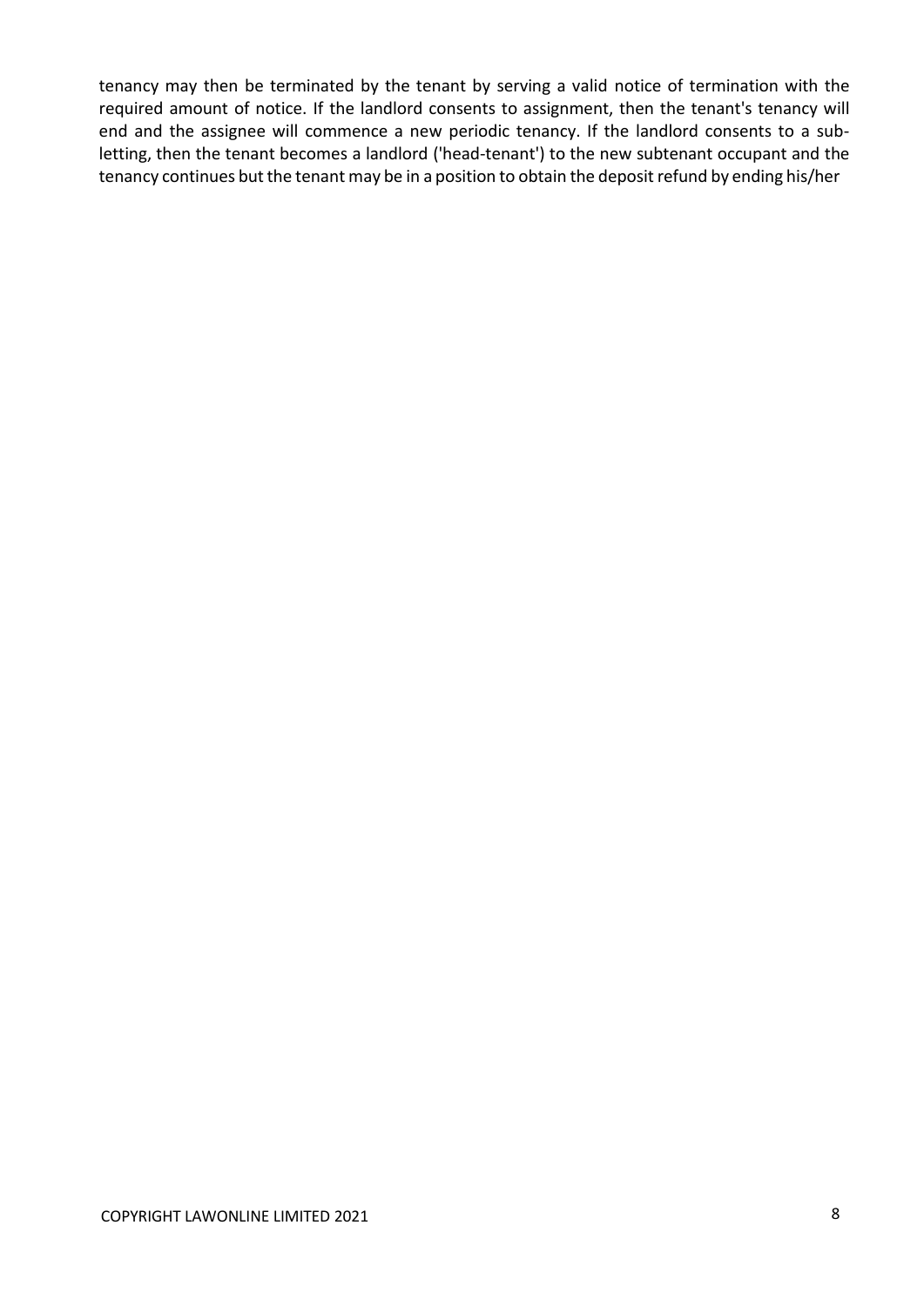tenancy may then be terminated by the tenant by serving a valid notice of termination with the required amount of notice. If the landlord consents to assignment, then the tenant's tenancy will end and the assignee will commence a new periodic tenancy. If the landlord consents to a sub-letting, then the tenant becomes a landlord ('head-tenant') to the new subtenant occupant and the tenancy continues but the tenant may be in a position to obtain the deposit refund by ending his/her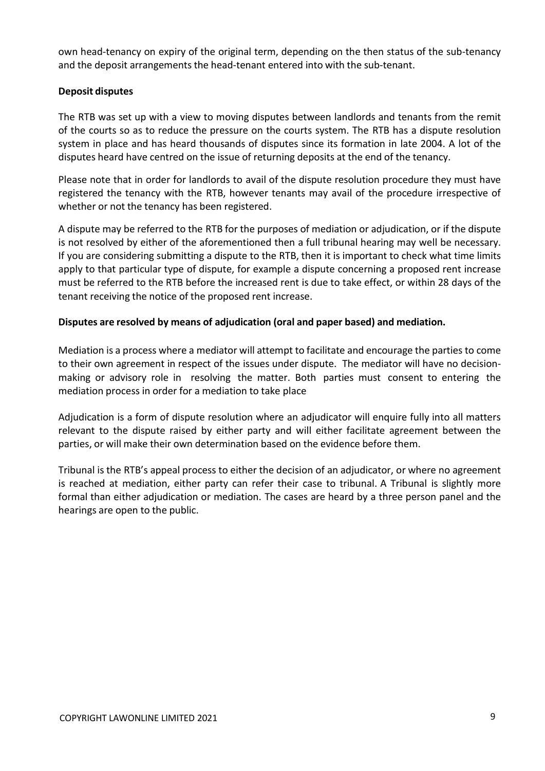own head-tenancy on expiry of the original term, depending on the then status of the sub-tenancy and the deposit arrangements the head-tenant entered into with the sub-tenant.

**Deposit disputes**

The RTB was set up with a view to moving disputes between landlords and tenants from the remit of the courts so as to reduce the pressure on the courts system. The RTB has a dispute resolution system in place and has heard thousands of disputes since its formation in late 2004. A lot of the disputes heard have centred on the issue of returning deposits at the end of the tenancy.

Please note that in order for landlords to avail of the dispute resolution procedure they must have registered the tenancy with the RTB, however tenants may avail of the procedure irrespective of whether or not the tenancy has been registered.

A dispute may be referred to the RTB for the purposes of mediation or adjudication, or if the dispute is not resolved by either of the aforementioned then a full tribunal hearing may well be necessary. If you are considering submitting a dispute to the RTB, then it is important to check what time limits apply to that particular type of dispute, for example a dispute concerning a proposed rent increase must be referred to the RTB before the increased rent is due to take effect, or within 28 days of the tenant receiving the notice of the proposed rent increase.

**Disputes are resolved by means of adjudication (oral and paper based) and mediation.**

Mediation is a process where a mediator will attempt to facilitate and encourage the parties to come to their own agreement in respect of the issues under dispute. The mediator will have no decision-making or advisory role in resolving the matter. Both parties must consent to entering the mediation process in order for a mediation to take place

Adjudication is a form of dispute resolution where an adjudicator will enquire fully into all matters relevant to the dispute raised by either party and will either facilitate agreement between the parties, or will make their own determination based on the evidence before them.

Tribunal is the RTB's appeal process to either the decision of an adjudicator, or where no agreement is reached at mediation, either party can refer their case to tribunal. A Tribunal is slightly more formal than either adjudication or mediation. The cases are heard by a three person panel and the hearings are open to the public.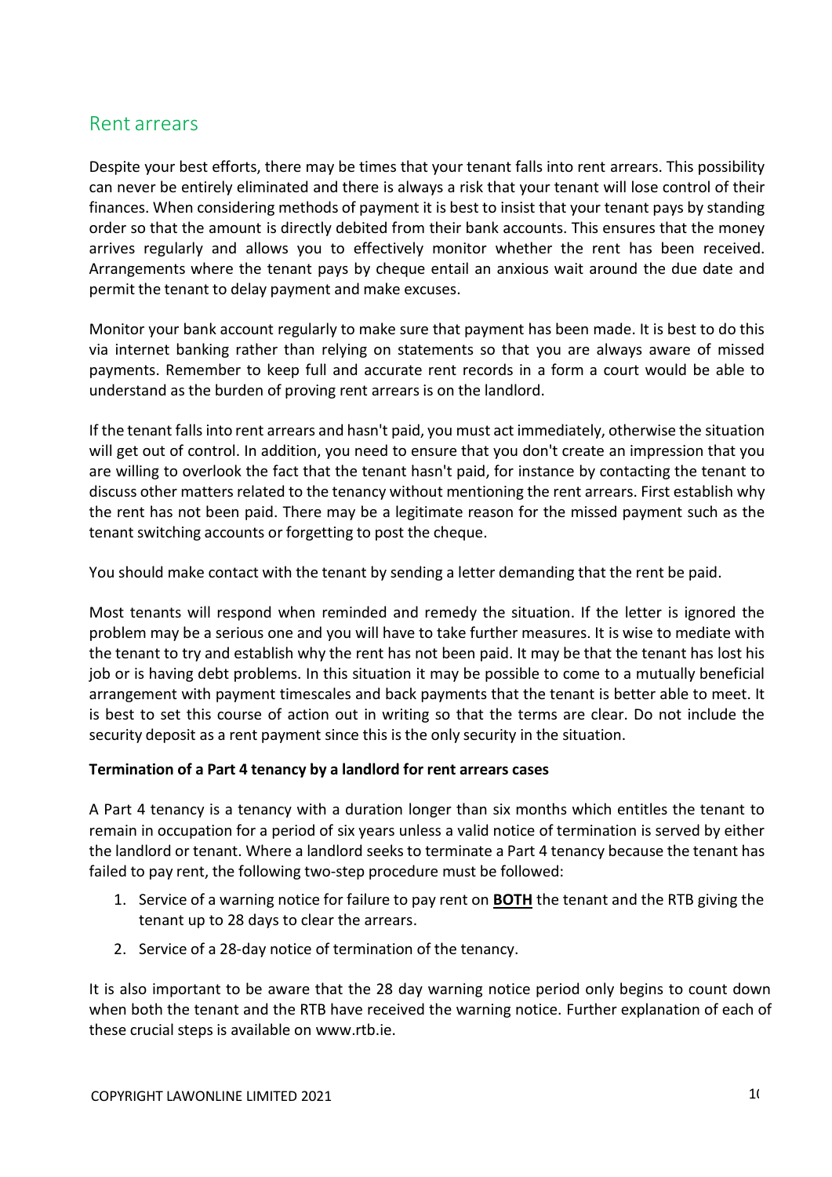## Rent arrears

Despite your best efforts, there may be times that your tenant falls into rent arrears. This possibility can never be entirely eliminated and there is always a risk that your tenant will lose control of their finances. When considering methods of payment it is best to insist that your tenant pays by standing order so that the amount is directly debited from their bank accounts. This ensures that the money arrives regularly and allows you to effectively monitor whether the rent has been received. Arrangements where the tenant pays by cheque entail an anxious wait around the due date and permit the tenant to delay payment and make excuses.

Monitor your bank account regularly to make sure that payment has been made. It is best to do this via internet banking rather than relying on statements so that you are always aware of missed payments. Remember to keep full and accurate rent records in a form a court would be able to understand as the burden of proving rent arrears is on the landlord.

If the tenant falls into rent arrears and hasn't paid, you must act immediately, otherwise the situation will get out of control. In addition, you need to ensure that you don't create an impression that you are willing to overlook the fact that the tenant hasn't paid, for instance by contacting the tenant to discuss other matters related to the tenancy without mentioning the rent arrears. First establish why the rent has not been paid. There may be a legitimate reason for the missed payment such as the tenant switching accounts or forgetting to post the cheque.

You should make contact with the tenant by sending a letter demanding that the rent be paid.

Most tenants will respond when reminded and remedy the situation. If the letter is ignored the problem may be a serious one and you will have to take further measures. It is wise to mediate with the tenant to try and establish why the rent has not been paid. It may be that the tenant has lost his job or is having debt problems. In this situation it may be possible to come to a mutually beneficial arrangement with payment timescales and back payments that the tenant is better able to meet. It is best to set this course of action out in writing so that the terms are clear. Do not include the security deposit as a rent payment since this is the only security in the situation.

**Termination of a Part 4 tenancy by a landlord for rent arrears cases**

A Part 4 tenancy is a tenancy with a duration longer than six months which entitles the tenant to remain in occupation for a period of six years unless a valid notice of termination is served by either the landlord or tenant. Where a landlord seeks to terminate a Part 4 tenancy because the tenant has failed to pay rent, the following two-step procedure must be followed:

1. Service of a warning notice for failure to pay rent on **BOTH** the tenant and the RTB giving the tenant up to 28 days to clear the arrears.
2. Service of a 28-day notice of termination of the tenancy.

It is also important to be aware that the 28 day warning notice period only begins to count down when both the tenant and the RTB have received the warning notice. Further explanation of each of these crucial steps is available on www.rtb.ie.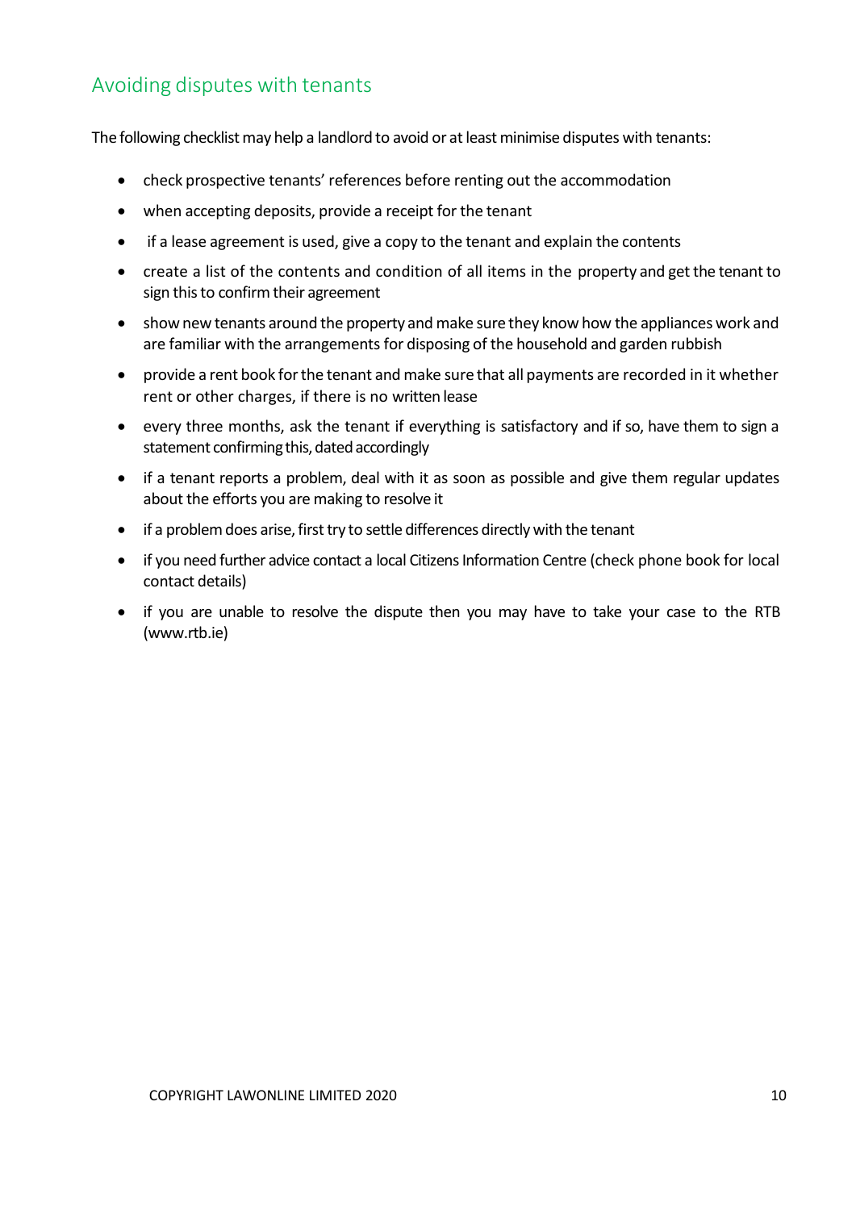## Avoiding disputes with tenants

The following checklist may help a landlord to avoid or at least minimise disputes with tenants:

- check prospective tenants' references before renting out the accommodation
- when accepting deposits, provide a receipt for the tenant
- if a lease agreement is used, give a copy to the tenant and explain the contents
- create a list of the contents and condition of all items in the property and get the tenant to sign this to confirm their agreement
- show new tenants around the property and make sure they know how the appliances work and are familiar with the arrangements for disposing of the household and garden rubbish
- provide a rent book for the tenant and make sure that all payments are recorded in it whether rent or other charges, if there is no written lease
- every three months, ask the tenant if everything is satisfactory and if so, have them to sign a statement confirming this, dated accordingly
- if a tenant reports a problem, deal with it as soon as possible and give them regular updates about the efforts you are making to resolve it
- if a problem does arise, first try to settle differences directly with the tenant
- if you need further advice contact a local Citizens Information Centre (check phone book for local contact details)
- if you are unable to resolve the dispute then you may have to take your case to the RTB (www.rtb.ie)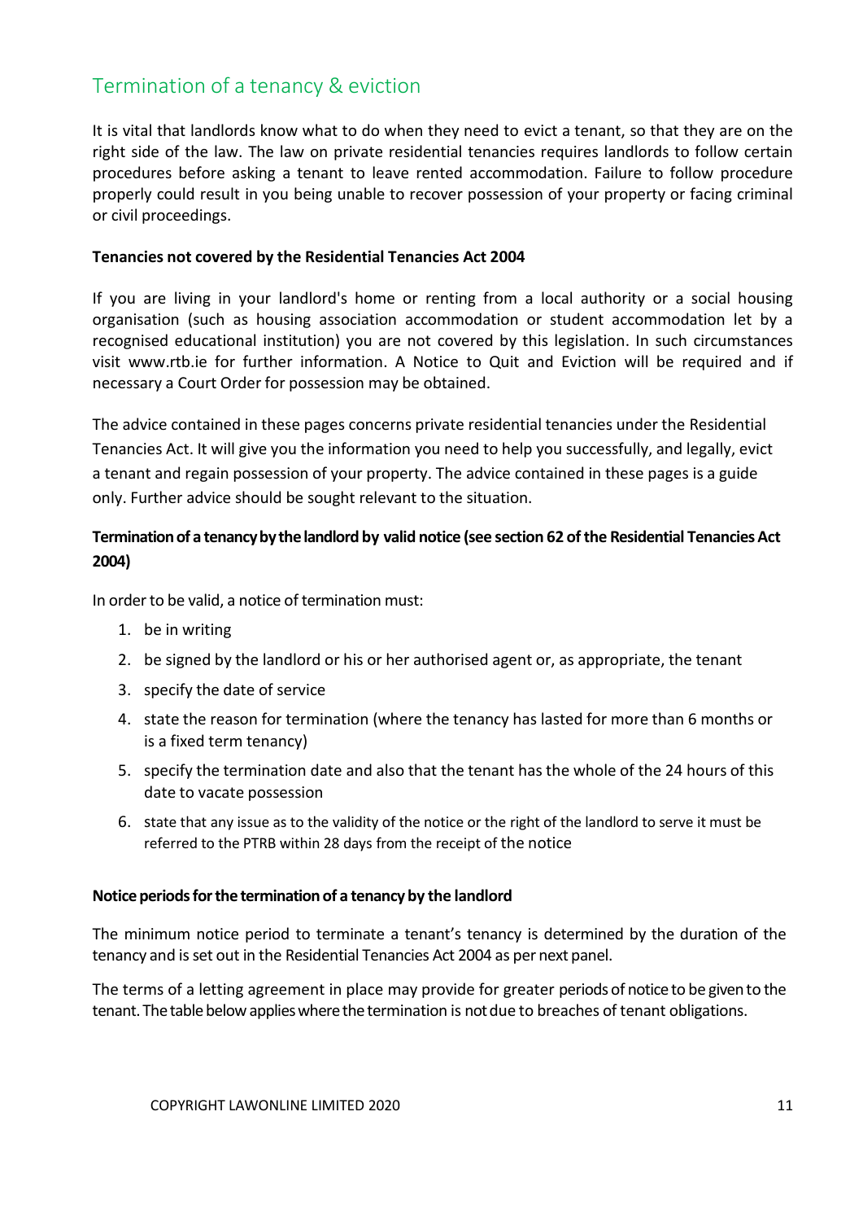## Termination of a tenancy & eviction

It is vital that landlords know what to do when they need to evict a tenant, so that they are on the right side of the law. The law on private residential tenancies requires landlords to follow certain procedures before asking a tenant to leave rented accommodation. Failure to follow procedure properly could result in you being unable to recover possession of your property or facing criminal or civil proceedings.

**Tenancies not covered by the Residential Tenancies Act 2004**

If you are living in your landlord's home or renting from a local authority or a social housing organisation (such as housing association accommodation or student accommodation let by a recognised educational institution) you are not covered by this legislation. In such circumstances visit www.rtb.ie for further information. A Notice to Quit and Eviction will be required and if necessary a Court Order for possession may be obtained.

The advice contained in these pages concerns private residential tenancies under the Residential Tenancies Act. It will give you the information you need to help you successfully, and legally, evict a tenant and regain possession of your property. The advice contained in these pages is a guide only. Further advice should be sought relevant to the situation.

**Termination of a tenancy by the landlord by valid notice (see section 62 of the Residential Tenancies Act 2004)**

In order to be valid, a notice of termination must:

1. be in writing
2. be signed by the landlord or his or her authorised agent or, as appropriate, the tenant
3. specify the date of service
4. state the reason for termination (where the tenancy has lasted for more than 6 months or is a fixed term tenancy)
5. specify the termination date and also that the tenant has the whole of the 24 hours of this date to vacate possession
6. state that any issue as to the validity of the notice or the right of the landlord to serve it must be referred to the PTRB within 28 days from the receipt of the notice

**Notice periods for the termination of a tenancy by the landlord**

The minimum notice period to terminate a tenant's tenancy is determined by the duration of the tenancy and is set out in the Residential Tenancies Act 2004 as per next panel.

The terms of a letting agreement in place may provide for greater periods of notice to be given to the tenant. The table below applies where the termination is not due to breaches of tenant obligations.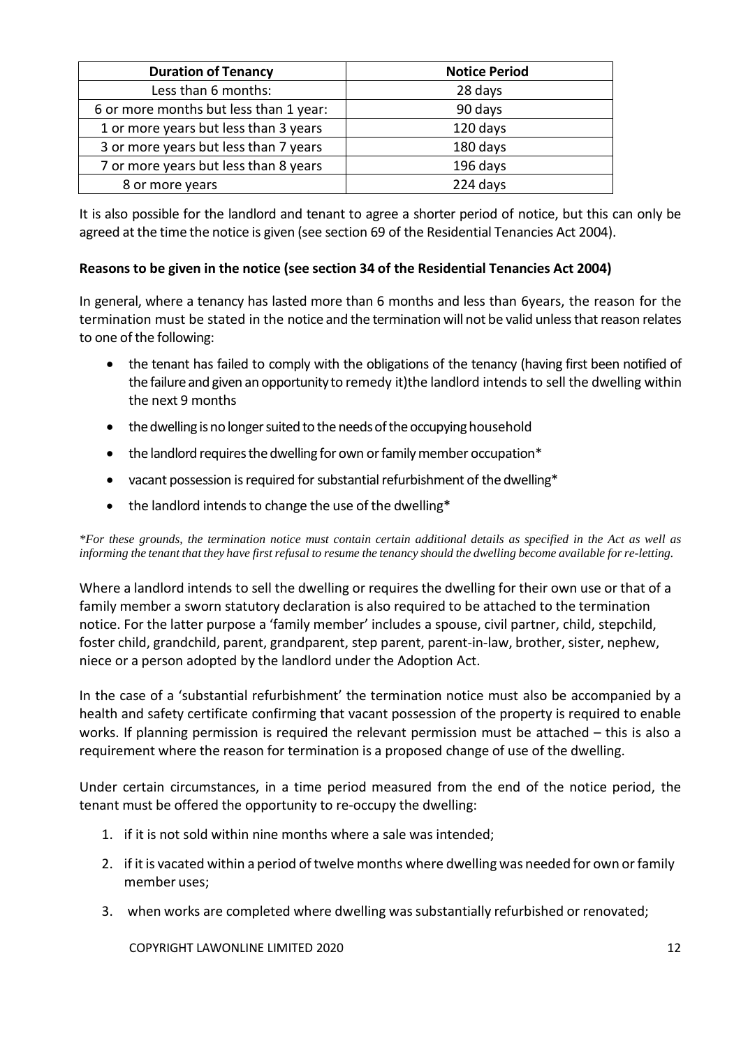| Duration of Tenancy | Notice Period |
| --- | --- |
| Less than 6 months: | 28 days |
| 6 or more months but less than 1 year: | 90 days |
| 1 or more years but less than 3 years | 120 days |
| 3 or more years but less than 7 years | 180 days |
| 7 or more years but less than 8 years | 196 days |
| 8 or more years | 224 days |

It is also possible for the landlord and tenant to agree a shorter period of notice, but this can only be agreed at the time the notice is given (see section 69 of the Residential Tenancies Act 2004).

**Reasons to be given in the notice (see section 34 of the Residential Tenancies Act 2004)**

In general, where a tenancy has lasted more than 6 months and less than 6years, the reason for the termination must be stated in the notice and the termination will not be valid unless that reason relates to one of the following:

- the tenant has failed to comply with the obligations of the tenancy (having first been notified of the failure and given an opportunity to remedy it)the landlord intends to sell the dwelling within the next 9 months
- the dwelling is no longer suited to the needs of the occupying household
- the landlord requires the dwelling for own or family member occupation*
- vacant possession is required for substantial refurbishment of the dwelling*
- the landlord intends to change the use of the dwelling*

*\*For these grounds, the termination notice must contain certain additional details as specified in the Act as well as informing the tenant that they have first refusal to resume the tenancy should the dwelling become available for re-letting.*

Where a landlord intends to sell the dwelling or requires the dwelling for their own use or that of a family member a sworn statutory declaration is also required to be attached to the termination notice. For the latter purpose a 'family member' includes a spouse, civil partner, child, stepchild, foster child, grandchild, parent, grandparent, step parent, parent-in-law, brother, sister, nephew, niece or a person adopted by the landlord under the Adoption Act.

In the case of a 'substantial refurbishment' the termination notice must also be accompanied by a health and safety certificate confirming that vacant possession of the property is required to enable works. If planning permission is required the relevant permission must be attached – this is also a requirement where the reason for termination is a proposed change of use of the dwelling.

Under certain circumstances, in a time period measured from the end of the notice period, the tenant must be offered the opportunity to re-occupy the dwelling:

1. if it is not sold within nine months where a sale was intended;
2. if it is vacated within a period of twelve months where dwelling was needed for own or family member uses;
3. when works are completed where dwelling was substantially refurbished or renovated;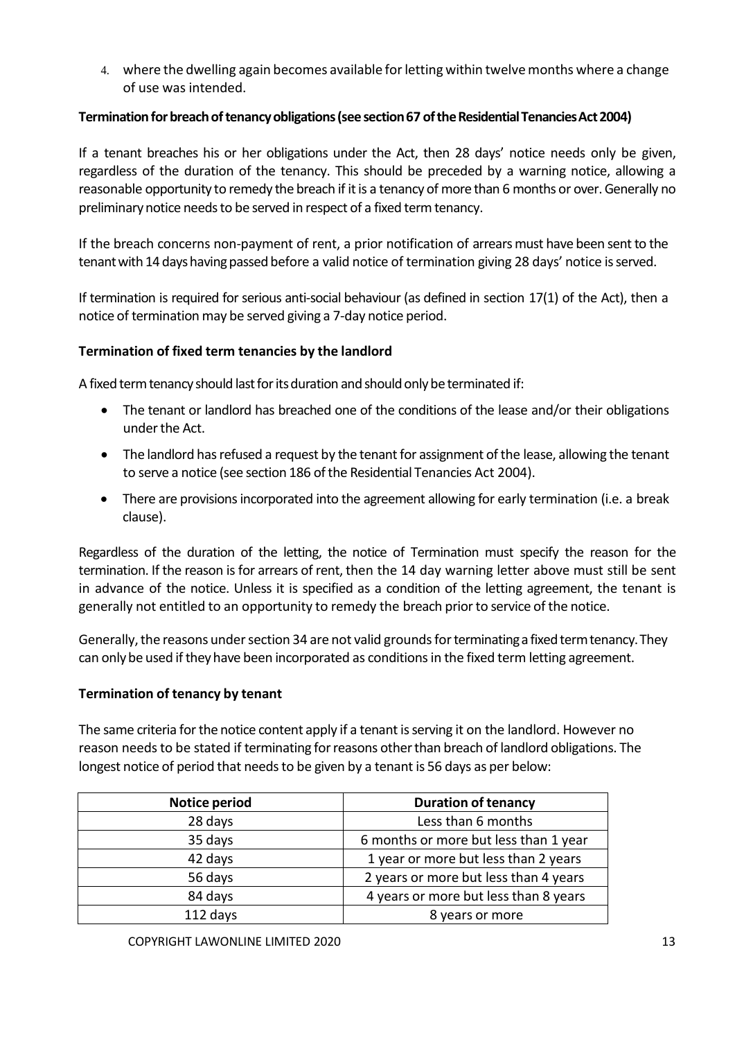4. where the dwelling again becomes available for letting within twelve months where a change of use was intended.

**Termination for breach of tenancy obligations (see section 67 of the Residential Tenancies Act 2004)**

If a tenant breaches his or her obligations under the Act, then 28 days' notice needs only be given, regardless of the duration of the tenancy. This should be preceded by a warning notice, allowing a reasonable opportunity to remedy the breach if it is a tenancy of more than 6 months or over. Generally no preliminary notice needs to be served in respect of a fixed term tenancy.

If the breach concerns non-payment of rent, a prior notification of arrears must have been sent to the tenant with 14 days having passed before a valid notice of termination giving 28 days' notice is served.

If termination is required for serious anti-social behaviour (as defined in section 17(1) of the Act), then a notice of termination may be served giving a 7-day notice period.

**Termination of fixed term tenancies by the landlord**

A fixed term tenancy should last for its duration and should only be terminated if:

- The tenant or landlord has breached one of the conditions of the lease and/or their obligations under the Act.
- The landlord has refused a request by the tenant for assignment of the lease, allowing the tenant to serve a notice (see section 186 of the Residential Tenancies Act 2004).
- There are provisions incorporated into the agreement allowing for early termination (i.e. a break clause).

Regardless of the duration of the letting, the notice of Termination must specify the reason for the termination. If the reason is for arrears of rent, then the 14 day warning letter above must still be sent in advance of the notice. Unless it is specified as a condition of the letting agreement, the tenant is generally not entitled to an opportunity to remedy the breach prior to service of the notice.

Generally, the reasons under section 34 are not valid grounds for terminating a fixed term tenancy. They can only be used if they have been incorporated as conditions in the fixed term letting agreement.

**Termination of tenancy by tenant**

The same criteria for the notice content apply if a tenant is serving it on the landlord. However no reason needs to be stated if terminating for reasons other than breach of landlord obligations. The longest notice of period that needs to be given by a tenant is 56 days as per below:

| Notice period | Duration of tenancy |
| --- | --- |
| 28 days | Less than 6 months |
| 35 days | 6 months or more but less than 1 year |
| 42 days | 1 year or more but less than 2 years |
| 56 days | 2 years or more but less than 4 years |
| 84 days | 4 years or more but less than 8 years |
| 112 days | 8 years or more |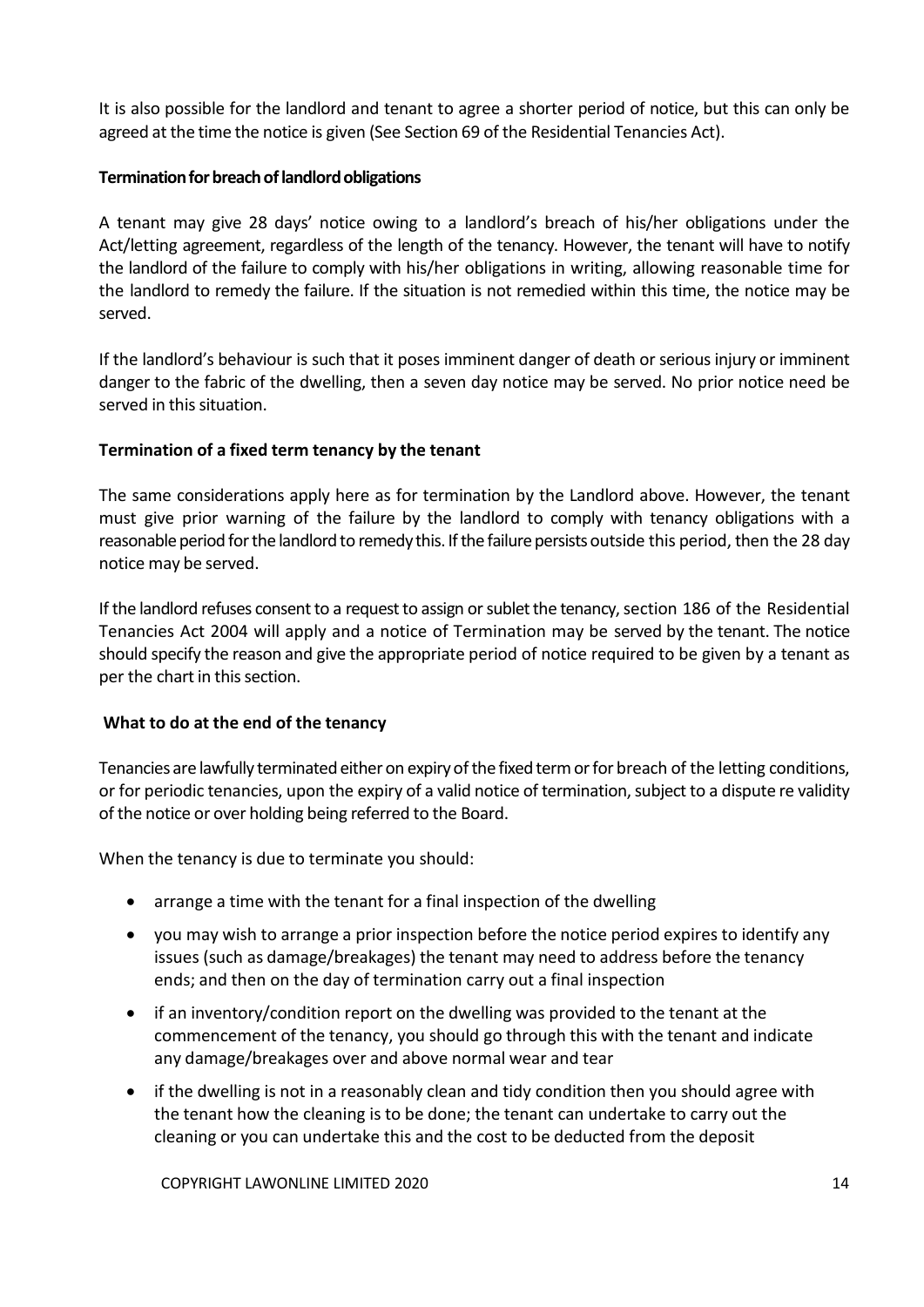It is also possible for the landlord and tenant to agree a shorter period of notice, but this can only be agreed at the time the notice is given (See Section 69 of the Residential Tenancies Act).

**Termination for breach of landlord obligations**

A tenant may give 28 days' notice owing to a landlord's breach of his/her obligations under the Act/letting agreement, regardless of the length of the tenancy. However, the tenant will have to notify the landlord of the failure to comply with his/her obligations in writing, allowing reasonable time for the landlord to remedy the failure. If the situation is not remedied within this time, the notice may be served.

If the landlord's behaviour is such that it poses imminent danger of death or serious injury or imminent danger to the fabric of the dwelling, then a seven day notice may be served. No prior notice need be served in this situation.

**Termination of a fixed term tenancy by the tenant**

The same considerations apply here as for termination by the Landlord above. However, the tenant must give prior warning of the failure by the landlord to comply with tenancy obligations with a reasonable period for the landlord to remedy this. If the failure persists outside this period, then the 28 day notice may be served.

If the landlord refuses consent to a request to assign or sublet the tenancy, section 186 of the Residential Tenancies Act 2004 will apply and a notice of Termination may be served by the tenant. The notice should specify the reason and give the appropriate period of notice required to be given by a tenant as per the chart in this section.

**What to do at the end of the tenancy**

Tenancies are lawfully terminated either on expiry of the fixed term or for breach of the letting conditions, or for periodic tenancies, upon the expiry of a valid notice of termination, subject to a dispute re validity of the notice or over holding being referred to the Board.

When the tenancy is due to terminate you should:

- arrange a time with the tenant for a final inspection of the dwelling
- you may wish to arrange a prior inspection before the notice period expires to identify any issues (such as damage/breakages) the tenant may need to address before the tenancy ends; and then on the day of termination carry out a final inspection
- if an inventory/condition report on the dwelling was provided to the tenant at the commencement of the tenancy, you should go through this with the tenant and indicate any damage/breakages over and above normal wear and tear
- if the dwelling is not in a reasonably clean and tidy condition then you should agree with the tenant how the cleaning is to be done; the tenant can undertake to carry out the cleaning or you can undertake this and the cost to be deducted from the deposit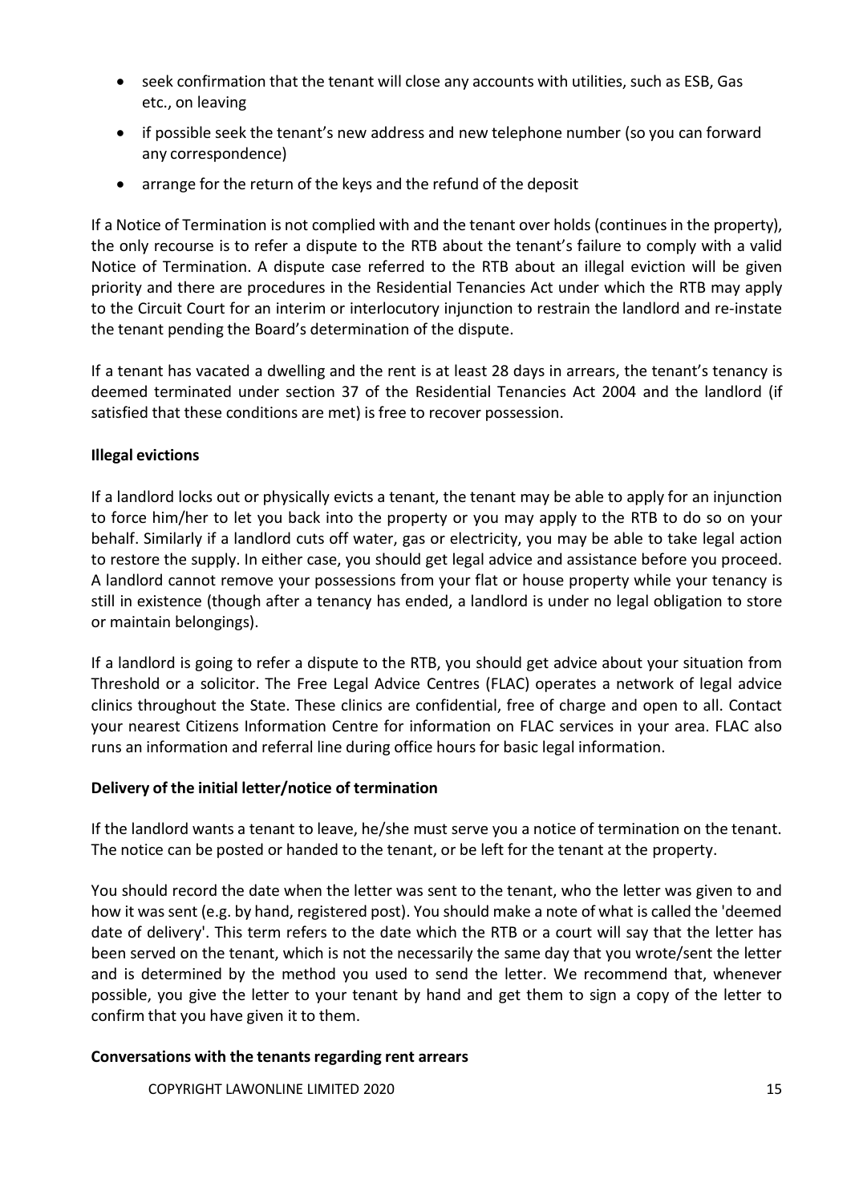- seek confirmation that the tenant will close any accounts with utilities, such as ESB, Gas etc., on leaving
- if possible seek the tenant's new address and new telephone number (so you can forward any correspondence)
- arrange for the return of the keys and the refund of the deposit

If a Notice of Termination is not complied with and the tenant over holds (continues in the property), the only recourse is to refer a dispute to the RTB about the tenant's failure to comply with a valid Notice of Termination. A dispute case referred to the RTB about an illegal eviction will be given priority and there are procedures in the Residential Tenancies Act under which the RTB may apply to the Circuit Court for an interim or interlocutory injunction to restrain the landlord and re-instate the tenant pending the Board's determination of the dispute.

If a tenant has vacated a dwelling and the rent is at least 28 days in arrears, the tenant's tenancy is deemed terminated under section 37 of the Residential Tenancies Act 2004 and the landlord (if satisfied that these conditions are met) is free to recover possession.

**Illegal evictions**

If a landlord locks out or physically evicts a tenant, the tenant may be able to apply for an injunction to force him/her to let you back into the property or you may apply to the RTB to do so on your behalf. Similarly if a landlord cuts off water, gas or electricity, you may be able to take legal action to restore the supply. In either case, you should get legal advice and assistance before you proceed. A landlord cannot remove your possessions from your flat or house property while your tenancy is still in existence (though after a tenancy has ended, a landlord is under no legal obligation to store or maintain belongings).

If a landlord is going to refer a dispute to the RTB, you should get advice about your situation from Threshold or a solicitor. The Free Legal Advice Centres (FLAC) operates a network of legal advice clinics throughout the State. These clinics are confidential, free of charge and open to all. Contact your nearest Citizens Information Centre for information on FLAC services in your area. FLAC also runs an information and referral line during office hours for basic legal information.

**Delivery of the initial letter/notice of termination**

If the landlord wants a tenant to leave, he/she must serve you a notice of termination on the tenant. The notice can be posted or handed to the tenant, or be left for the tenant at the property.

You should record the date when the letter was sent to the tenant, who the letter was given to and how it was sent (e.g. by hand, registered post). You should make a note of what is called the 'deemed date of delivery'. This term refers to the date which the RTB or a court will say that the letter has been served on the tenant, which is not the necessarily the same day that you wrote/sent the letter and is determined by the method you used to send the letter. We recommend that, whenever possible, you give the letter to your tenant by hand and get them to sign a copy of the letter to confirm that you have given it to them.

**Conversations with the tenants regarding rent arrears**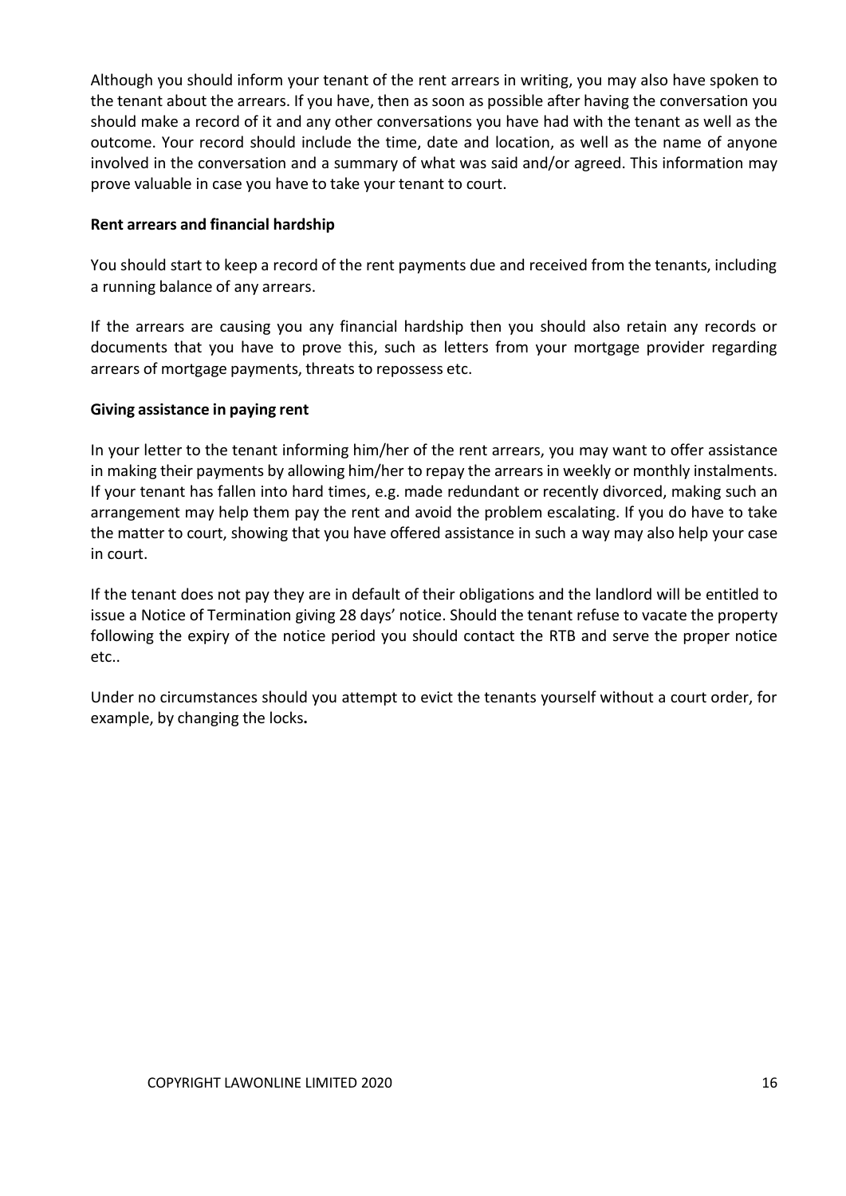Although you should inform your tenant of the rent arrears in writing, you may also have spoken to the tenant about the arrears. If you have, then as soon as possible after having the conversation you should make a record of it and any other conversations you have had with the tenant as well as the outcome. Your record should include the time, date and location, as well as the name of anyone involved in the conversation and a summary of what was said and/or agreed. This information may prove valuable in case you have to take your tenant to court.

**Rent arrears and financial hardship**

You should start to keep a record of the rent payments due and received from the tenants, including a running balance of any arrears.

If the arrears are causing you any financial hardship then you should also retain any records or documents that you have to prove this, such as letters from your mortgage provider regarding arrears of mortgage payments, threats to repossess etc.

**Giving assistance in paying rent**

In your letter to the tenant informing him/her of the rent arrears, you may want to offer assistance in making their payments by allowing him/her to repay the arrears in weekly or monthly instalments. If your tenant has fallen into hard times, e.g. made redundant or recently divorced, making such an arrangement may help them pay the rent and avoid the problem escalating. If you do have to take the matter to court, showing that you have offered assistance in such a way may also help your case in court.

If the tenant does not pay they are in default of their obligations and the landlord will be entitled to issue a Notice of Termination giving 28 days' notice. Should the tenant refuse to vacate the property following the expiry of the notice period you should contact the RTB and serve the proper notice etc..

Under no circumstances should you attempt to evict the tenants yourself without a court order, for example, by changing the locks**.**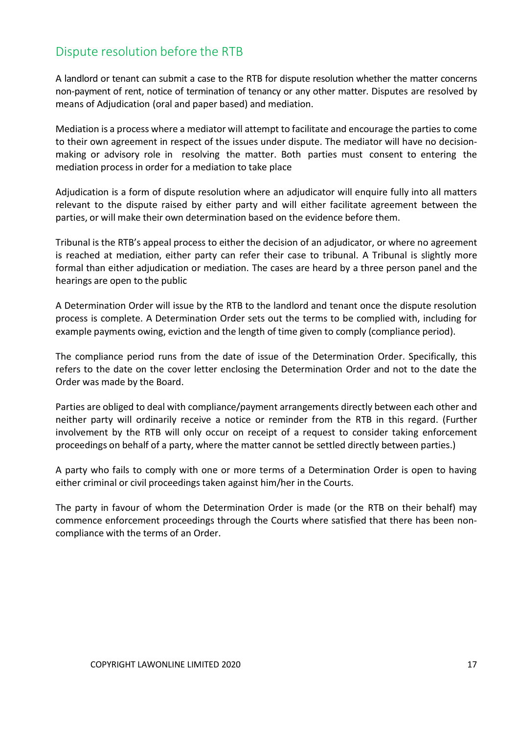## Dispute resolution before the RTB

A landlord or tenant can submit a case to the RTB for dispute resolution whether the matter concerns non-payment of rent, notice of termination of tenancy or any other matter. Disputes are resolved by means of Adjudication (oral and paper based) and mediation.

Mediation is a process where a mediator will attempt to facilitate and encourage the parties to come to their own agreement in respect of the issues under dispute. The mediator will have no decision-making or advisory role in resolving the matter. Both parties must consent to entering the mediation process in order for a mediation to take place

Adjudication is a form of dispute resolution where an adjudicator will enquire fully into all matters relevant to the dispute raised by either party and will either facilitate agreement between the parties, or will make their own determination based on the evidence before them.

Tribunal is the RTB's appeal process to either the decision of an adjudicator, or where no agreement is reached at mediation, either party can refer their case to tribunal. A Tribunal is slightly more formal than either adjudication or mediation. The cases are heard by a three person panel and the hearings are open to the public

A Determination Order will issue by the RTB to the landlord and tenant once the dispute resolution process is complete. A Determination Order sets out the terms to be complied with, including for example payments owing, eviction and the length of time given to comply (compliance period).

The compliance period runs from the date of issue of the Determination Order. Specifically, this refers to the date on the cover letter enclosing the Determination Order and not to the date the Order was made by the Board.

Parties are obliged to deal with compliance/payment arrangements directly between each other and neither party will ordinarily receive a notice or reminder from the RTB in this regard. (Further involvement by the RTB will only occur on receipt of a request to consider taking enforcement proceedings on behalf of a party, where the matter cannot be settled directly between parties.)

A party who fails to comply with one or more terms of a Determination Order is open to having either criminal or civil proceedings taken against him/her in the Courts.

The party in favour of whom the Determination Order is made (or the RTB on their behalf) may commence enforcement proceedings through the Courts where satisfied that there has been non-compliance with the terms of an Order.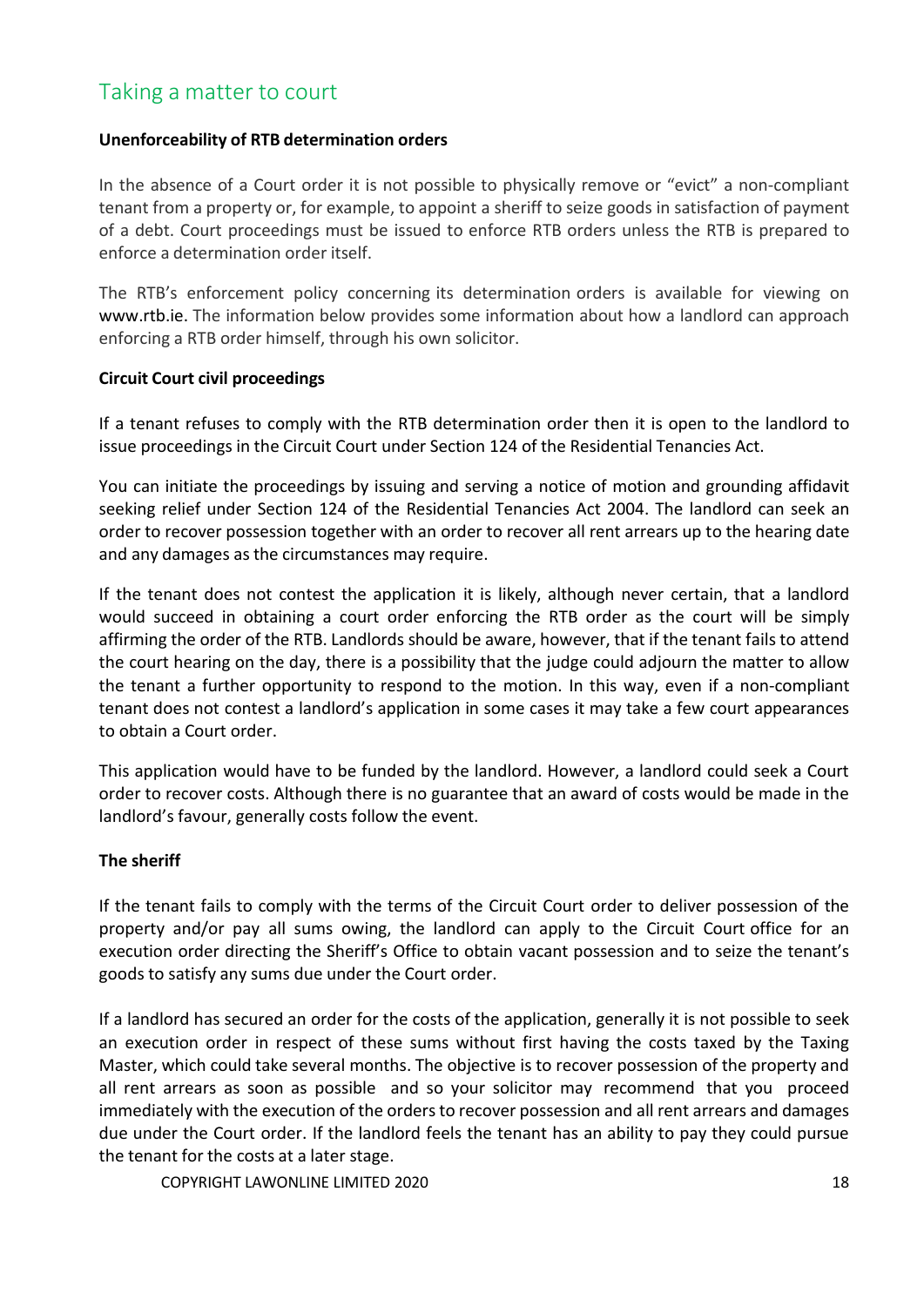## Taking a matter to court

**Unenforceability of RTB determination orders**

In the absence of a Court order it is not possible to physically remove or "evict" a non-compliant tenant from a property or, for example, to appoint a sheriff to seize goods in satisfaction of payment of a debt. Court proceedings must be issued to enforce RTB orders unless the RTB is prepared to enforce a determination order itself.

The RTB's enforcement policy concerning its determination orders is available for viewing on www.rtb.ie. The information below provides some information about how a landlord can approach enforcing a RTB order himself, through his own solicitor.

**Circuit Court civil proceedings**

If a tenant refuses to comply with the RTB determination order then it is open to the landlord to issue proceedings in the Circuit Court under Section 124 of the Residential Tenancies Act.

You can initiate the proceedings by issuing and serving a notice of motion and grounding affidavit seeking relief under Section 124 of the Residential Tenancies Act 2004. The landlord can seek an order to recover possession together with an order to recover all rent arrears up to the hearing date and any damages as the circumstances may require.

If the tenant does not contest the application it is likely, although never certain, that a landlord would succeed in obtaining a court order enforcing the RTB order as the court will be simply affirming the order of the RTB. Landlords should be aware, however, that if the tenant fails to attend the court hearing on the day, there is a possibility that the judge could adjourn the matter to allow the tenant a further opportunity to respond to the motion. In this way, even if a non-compliant tenant does not contest a landlord's application in some cases it may take a few court appearances to obtain a Court order.

This application would have to be funded by the landlord. However, a landlord could seek a Court order to recover costs. Although there is no guarantee that an award of costs would be made in the landlord's favour, generally costs follow the event.

**The sheriff**

If the tenant fails to comply with the terms of the Circuit Court order to deliver possession of the property and/or pay all sums owing, the landlord can apply to the Circuit Court office for an execution order directing the Sheriff's Office to obtain vacant possession and to seize the tenant's goods to satisfy any sums due under the Court order.

If a landlord has secured an order for the costs of the application, generally it is not possible to seek an execution order in respect of these sums without first having the costs taxed by the Taxing Master, which could take several months. The objective is to recover possession of the property and all rent arrears as soon as possible and so your solicitor may recommend that you proceed immediately with the execution of the orders to recover possession and all rent arrears and damages due under the Court order. If the landlord feels the tenant has an ability to pay they could pursue the tenant for the costs at a later stage.

COPYRIGHT LAWONLINE LIMITED 2020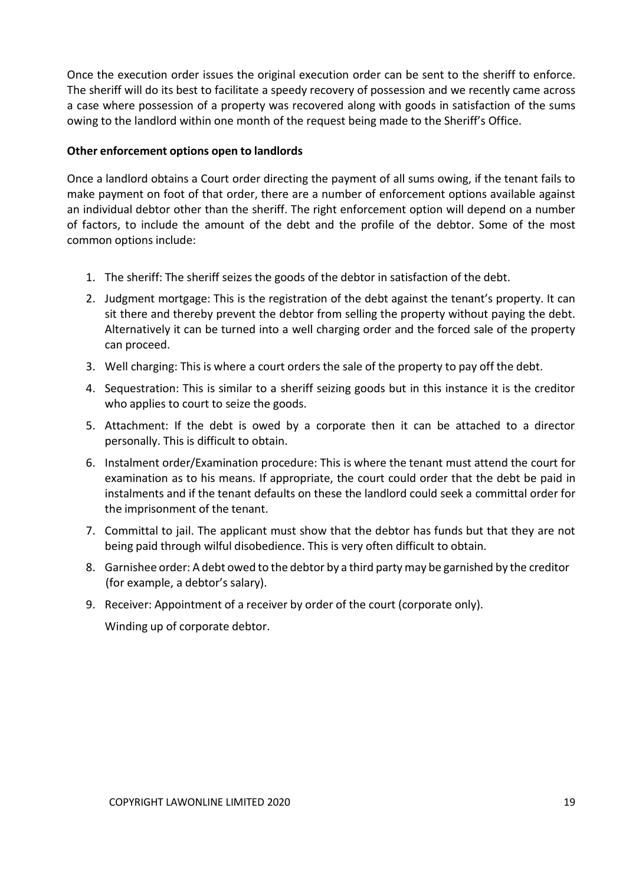Once the execution order issues the original execution order can be sent to the sheriff to enforce. The sheriff will do its best to facilitate a speedy recovery of possession and we recently came across a case where possession of a property was recovered along with goods in satisfaction of the sums owing to the landlord within one month of the request being made to the Sheriff's Office.

**Other enforcement options open to landlords**

Once a landlord obtains a Court order directing the payment of all sums owing, if the tenant fails to make payment on foot of that order, there are a number of enforcement options available against an individual debtor other than the sheriff. The right enforcement option will depend on a number of factors, to include the amount of the debt and the profile of the debtor. Some of the most common options include:

1. The sheriff: The sheriff seizes the goods of the debtor in satisfaction of the debt.
2. Judgment mortgage: This is the registration of the debt against the tenant's property. It can sit there and thereby prevent the debtor from selling the property without paying the debt. Alternatively it can be turned into a well charging order and the forced sale of the property can proceed.
3. Well charging: This is where a court orders the sale of the property to pay off the debt.
4. Sequestration: This is similar to a sheriff seizing goods but in this instance it is the creditor who applies to court to seize the goods.
5. Attachment: If the debt is owed by a corporate then it can be attached to a director personally. This is difficult to obtain.
6. Instalment order/Examination procedure: This is where the tenant must attend the court for examination as to his means. If appropriate, the court could order that the debt be paid in instalments and if the tenant defaults on these the landlord could seek a committal order for the imprisonment of the tenant.
7. Committal to jail. The applicant must show that the debtor has funds but that they are not being paid through wilful disobedience. This is very often difficult to obtain.
8. Garnishee order: A debt owed to the debtor by a third party may be garnished by the creditor (for example, a debtor's salary).
9. Receiver: Appointment of a receiver by order of the court (corporate only).

   Winding up of corporate debtor.